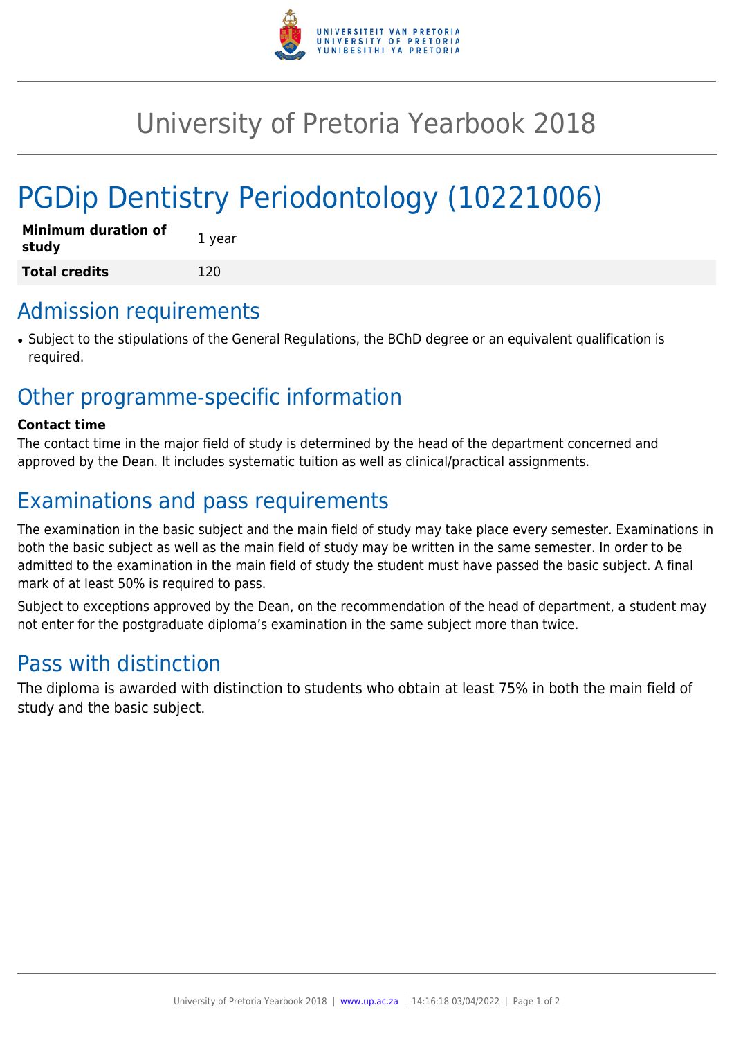# University of Pretoria Yearbook 2018

# PGDip Dentistry Periodontology (10221006)

| | |
|---|---|
| **Minimum duration of study** | 1 year |
| **Total credits** | 120 |

## Admission requirements

- Subject to the stipulations of the General Regulations, the BChD degree or an equivalent qualification is required.

## Other programme-specific information

**Contact time**

The contact time in the major field of study is determined by the head of the department concerned and approved by the Dean. It includes systematic tuition as well as clinical/practical assignments.

## Examinations and pass requirements

The examination in the basic subject and the main field of study may take place every semester. Examinations in both the basic subject as well as the main field of study may be written in the same semester. In order to be admitted to the examination in the main field of study the student must have passed the basic subject. A final mark of at least 50% is required to pass.

Subject to exceptions approved by the Dean, on the recommendation of the head of department, a student may not enter for the postgraduate diploma's examination in the same subject more than twice.

## Pass with distinction

The diploma is awarded with distinction to students who obtain at least 75% in both the main field of study and the basic subject.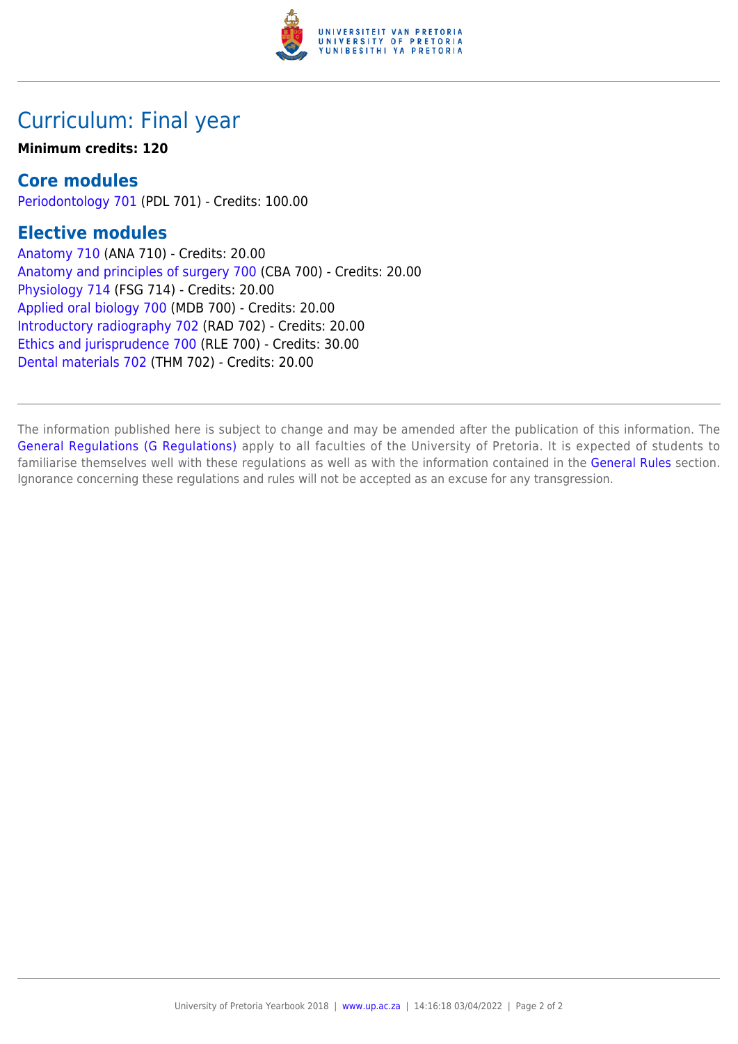# Curriculum: Final year

**Minimum credits: 120**

## Core modules

Periodontology 701 (PDL 701) - Credits: 100.00

## Elective modules

Anatomy 710 (ANA 710) - Credits: 20.00
Anatomy and principles of surgery 700 (CBA 700) - Credits: 20.00
Physiology 714 (FSG 714) - Credits: 20.00
Applied oral biology 700 (MDB 700) - Credits: 20.00
Introductory radiography 702 (RAD 702) - Credits: 20.00
Ethics and jurisprudence 700 (RLE 700) - Credits: 30.00
Dental materials 702 (THM 702) - Credits: 20.00

---

The information published here is subject to change and may be amended after the publication of this information. The General Regulations (G Regulations) apply to all faculties of the University of Pretoria. It is expected of students to familiarise themselves well with these regulations as well as with the information contained in the General Rules section. Ignorance concerning these regulations and rules will not be accepted as an excuse for any transgression.